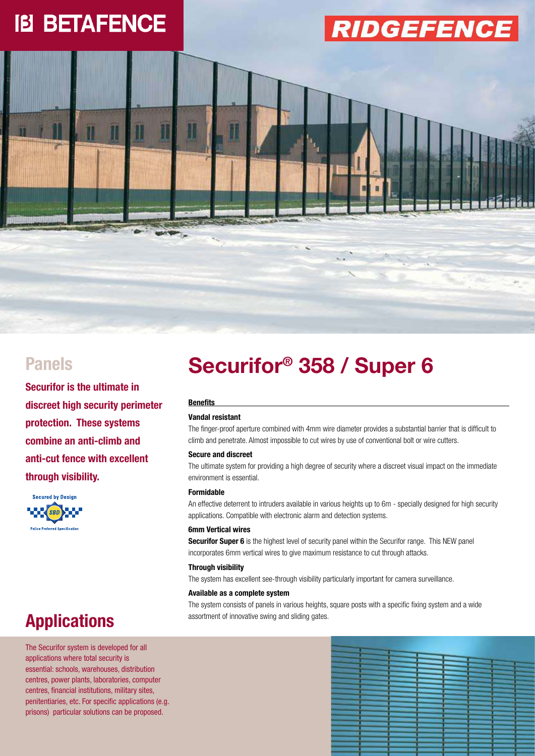BETAFENCE

RIDGEFENCE

## Panels

**Securifor is the ultimate in discreet high security perimeter protection. These systems combine an anti-climb and anti-cut fence with excellent through visibility.**

Secured by Design
SBD
Police Preferred Specification

# Securifor® 358 / Super 6

**Benefits**

**Vandal resistant**

The finger-proof aperture combined with 4mm wire diameter provides a substantial barrier that is difficult to climb and penetrate. Almost impossible to cut wires by use of conventional bolt or wire cutters.

**Secure and discreet**

The ultimate system for providing a high degree of security where a discreet visual impact on the immediate environment is essential.

**Formidable**

An effective deterrent to intruders available in various heights up to 6m - specially designed for high security applications. Compatible with electronic alarm and detection systems.

**6mm Vertical wires**

**Securifor Super 6** is the highest level of security panel within the Securifor range. This NEW panel incorporates 6mm vertical wires to give maximum resistance to cut through attacks.

**Through visibility**

The system has excellent see-through visibility particularly important for camera surveillance.

**Available as a complete system**

The system consists of panels in various heights, square posts with a specific fixing system and a wide assortment of innovative swing and sliding gates.

## Applications

The Securifor system is developed for all applications where total security is essential: schools, warehouses, distribution centres, power plants, laboratories, computer centres, financial institutions, military sites, penitentiaries, etc. For specific applications (e.g. prisons) particular solutions can be proposed.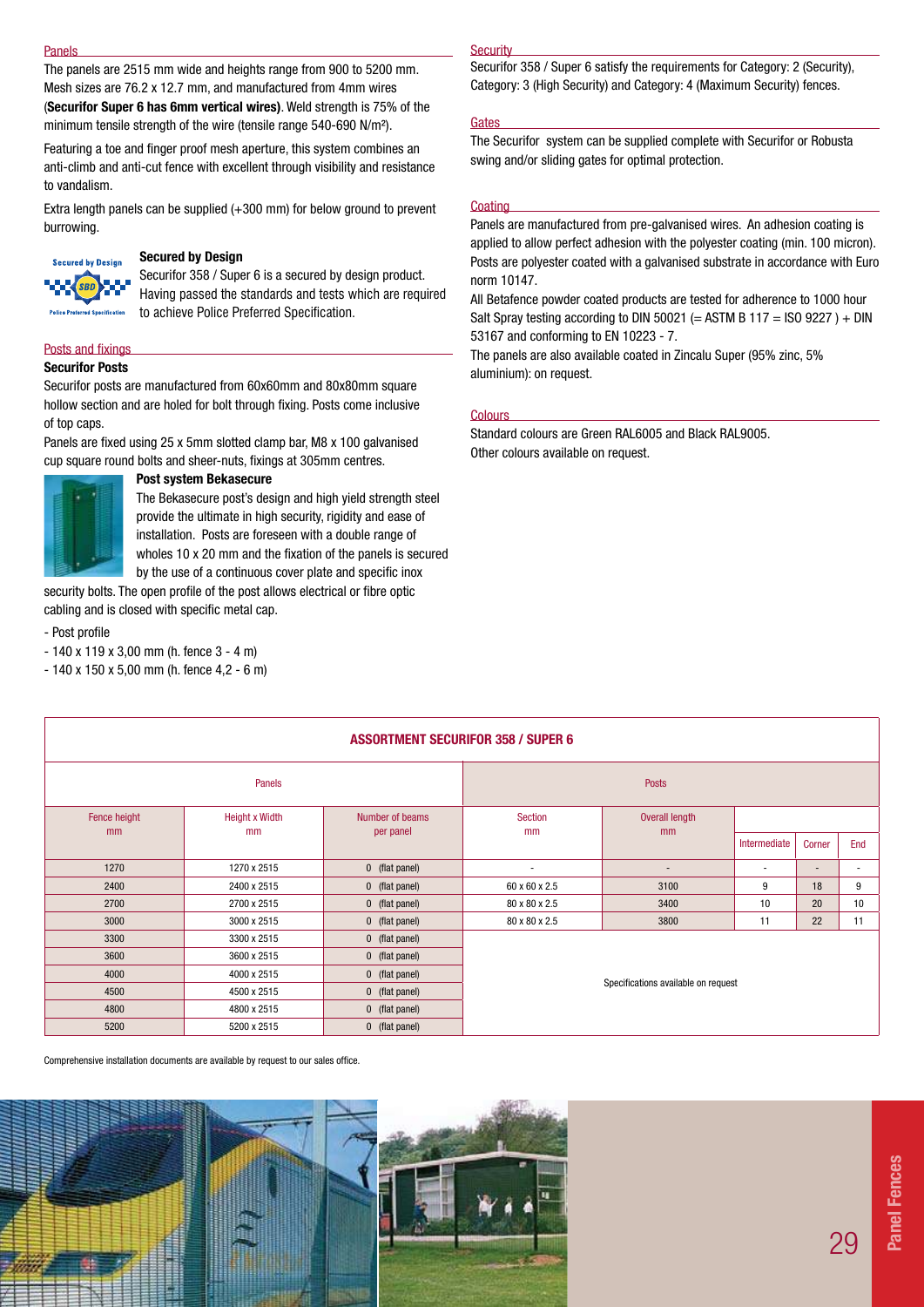## Panels

The panels are 2515 mm wide and heights range from 900 to 5200 mm. Mesh sizes are 76.2 x 12.7 mm, and manufactured from 4mm wires (**Securifor Super 6 has 6mm vertical wires)**. Weld strength is 75% of the minimum tensile strength of the wire (tensile range 540-690 N/m²).

Featuring a toe and finger proof mesh aperture, this system combines an anti-climb and anti-cut fence with excellent through visibility and resistance to vandalism.

Extra length panels can be supplied (+300 mm) for below ground to prevent burrowing.

### Secured by Design

Securifor 358 / Super 6 is a secured by design product. Having passed the standards and tests which are required to achieve Police Preferred Specification.

## Posts and fixings

### Securifor Posts

Securifor posts are manufactured from 60x60mm and 80x80mm square hollow section and are holed for bolt through fixing. Posts come inclusive of top caps.

Panels are fixed using 25 x 5mm slotted clamp bar, M8 x 100 galvanised cup square round bolts and sheer-nuts, fixings at 305mm centres.

### Post system Bekasecure

The Bekasecure post's design and high yield strength steel provide the ultimate in high security, rigidity and ease of installation. Posts are foreseen with a double range of wholes 10 x 20 mm and the fixation of the panels is secured by the use of a continuous cover plate and specific inox security bolts. The open profile of the post allows electrical or fibre optic cabling and is closed with specific metal cap.

- Post profile
- 140 x 119 x 3,00 mm (h. fence 3 - 4 m)
- 140 x 150 x 5,00 mm (h. fence 4,2 - 6 m)

## Security

Securifor 358 / Super 6 satisfy the requirements for Category: 2 (Security), Category: 3 (High Security) and Category: 4 (Maximum Security) fences.

## Gates

The Securifor system can be supplied complete with Securifor or Robusta swing and/or sliding gates for optimal protection.

## Coating

Panels are manufactured from pre-galvanised wires. An adhesion coating is applied to allow perfect adhesion with the polyester coating (min. 100 micron). Posts are polyester coated with a galvanised substrate in accordance with Euro norm 10147.

All Betafence powder coated products are tested for adherence to 1000 hour Salt Spray testing according to DIN 50021 (= ASTM B 117 = ISO 9227 ) + DIN 53167 and conforming to EN 10223 - 7.

The panels are also available coated in Zincalu Super (95% zinc, 5% aluminium): on request.

## Colours

Standard colours are Green RAL6005 and Black RAL9005.
Other colours available on request.

**ASSORTMENT SECURIFOR 358 / SUPER 6**

| Panels | | | Posts | | | | |
|---|---|---|---|---|---|---|---|
| Fence height mm | Height x Width mm | Number of beams per panel | Section mm | Overall length mm | Intermediate | Corner | End |
| 1270 | 1270 x 2515 | 0 (flat panel) | - | - | - | - | - |
| 2400 | 2400 x 2515 | 0 (flat panel) | 60 x 60 x 2.5 | 3100 | 9 | 18 | 9 |
| 2700 | 2700 x 2515 | 0 (flat panel) | 80 x 80 x 2.5 | 3400 | 10 | 20 | 10 |
| 3000 | 3000 x 2515 | 0 (flat panel) | 80 x 80 x 2.5 | 3800 | 11 | 22 | 11 |
| 3300 | 3300 x 2515 | 0 (flat panel) | Specifications available on request | | | | |
| 3600 | 3600 x 2515 | 0 (flat panel) | | | | | |
| 4000 | 4000 x 2515 | 0 (flat panel) | | | | | |
| 4500 | 4500 x 2515 | 0 (flat panel) | | | | | |
| 4800 | 4800 x 2515 | 0 (flat panel) | | | | | |
| 5200 | 5200 x 2515 | 0 (flat panel) | | | | | |

Comprehensive installation documents are available by request to our sales office.